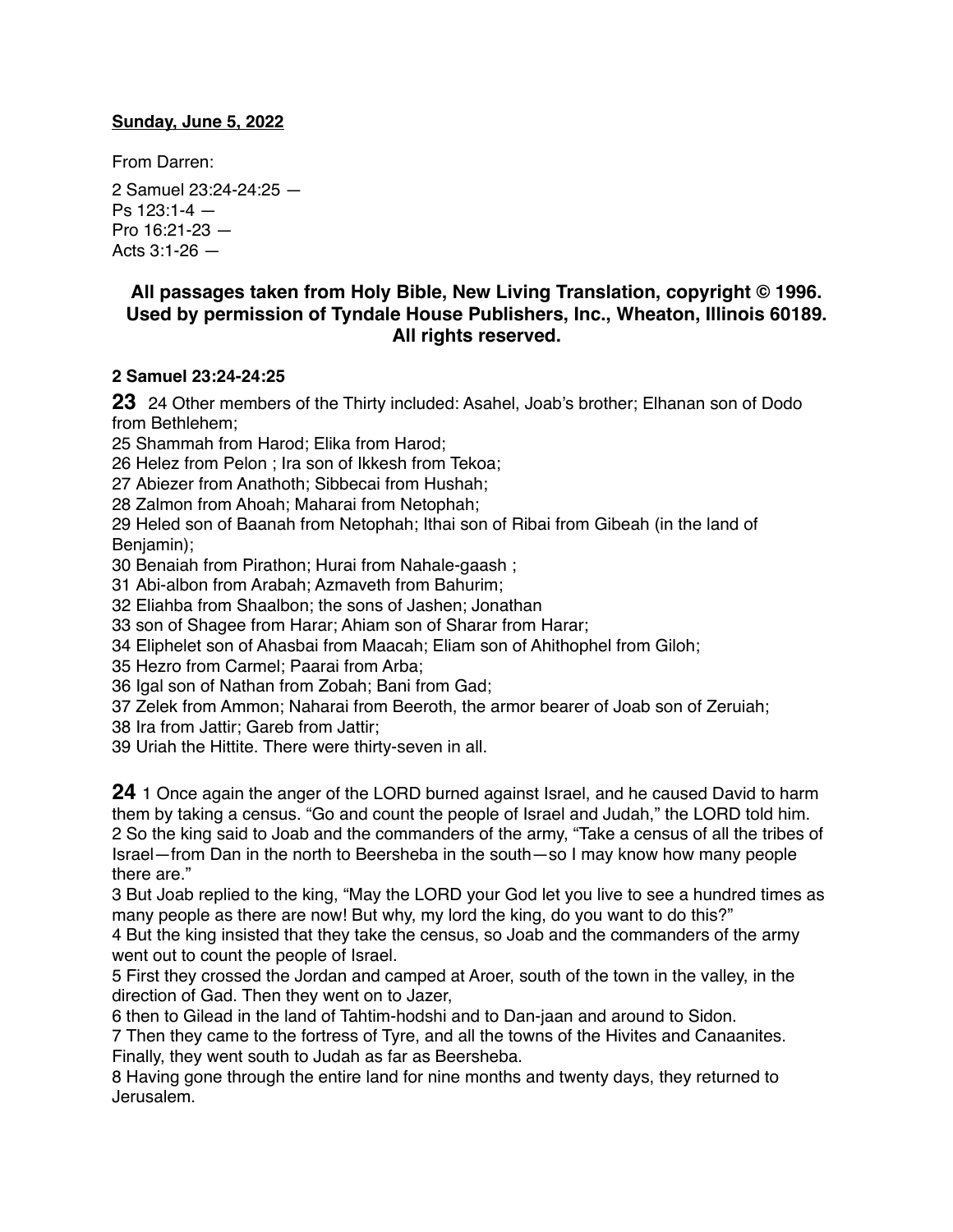**Sunday, June 5, 2022**

From Darren:

2 Samuel 23:24-24:25 —
Ps 123:1-4 —
Pro 16:21-23 —
Acts 3:1-26 —

**All passages taken from Holy Bible, New Living Translation, copyright © 1996. Used by permission of Tyndale House Publishers, Inc., Wheaton, Illinois 60189. All rights reserved.**

**2 Samuel 23:24-24:25**

**23** 24 Other members of the Thirty included: Asahel, Joab's brother; Elhanan son of Dodo from Bethlehem;
25 Shammah from Harod; Elika from Harod;
26 Helez from Pelon ; Ira son of Ikkesh from Tekoa;
27 Abiezer from Anathoth; Sibbecai from Hushah;
28 Zalmon from Ahoah; Maharai from Netophah;
29 Heled son of Baanah from Netophah; Ithai son of Ribai from Gibeah (in the land of Benjamin);
30 Benaiah from Pirathon; Hurai from Nahale-gaash ;
31 Abi-albon from Arabah; Azmaveth from Bahurim;
32 Eliahba from Shaalbon; the sons of Jashen; Jonathan
33 son of Shagee from Harar; Ahiam son of Sharar from Harar;
34 Eliphelet son of Ahasbai from Maacah; Eliam son of Ahithophel from Giloh;
35 Hezro from Carmel; Paarai from Arba;
36 Igal son of Nathan from Zobah; Bani from Gad;
37 Zelek from Ammon; Naharai from Beeroth, the armor bearer of Joab son of Zeruiah;
38 Ira from Jattir; Gareb from Jattir;
39 Uriah the Hittite. There were thirty-seven in all.

**24** 1 Once again the anger of the LORD burned against Israel, and he caused David to harm them by taking a census. "Go and count the people of Israel and Judah," the LORD told him.
2 So the king said to Joab and the commanders of the army, "Take a census of all the tribes of Israel—from Dan in the north to Beersheba in the south—so I may know how many people there are."
3 But Joab replied to the king, "May the LORD your God let you live to see a hundred times as many people as there are now! But why, my lord the king, do you want to do this?"
4 But the king insisted that they take the census, so Joab and the commanders of the army went out to count the people of Israel.
5 First they crossed the Jordan and camped at Aroer, south of the town in the valley, in the direction of Gad. Then they went on to Jazer,
6 then to Gilead in the land of Tahtim-hodshi and to Dan-jaan and around to Sidon.
7 Then they came to the fortress of Tyre, and all the towns of the Hivites and Canaanites. Finally, they went south to Judah as far as Beersheba.
8 Having gone through the entire land for nine months and twenty days, they returned to Jerusalem.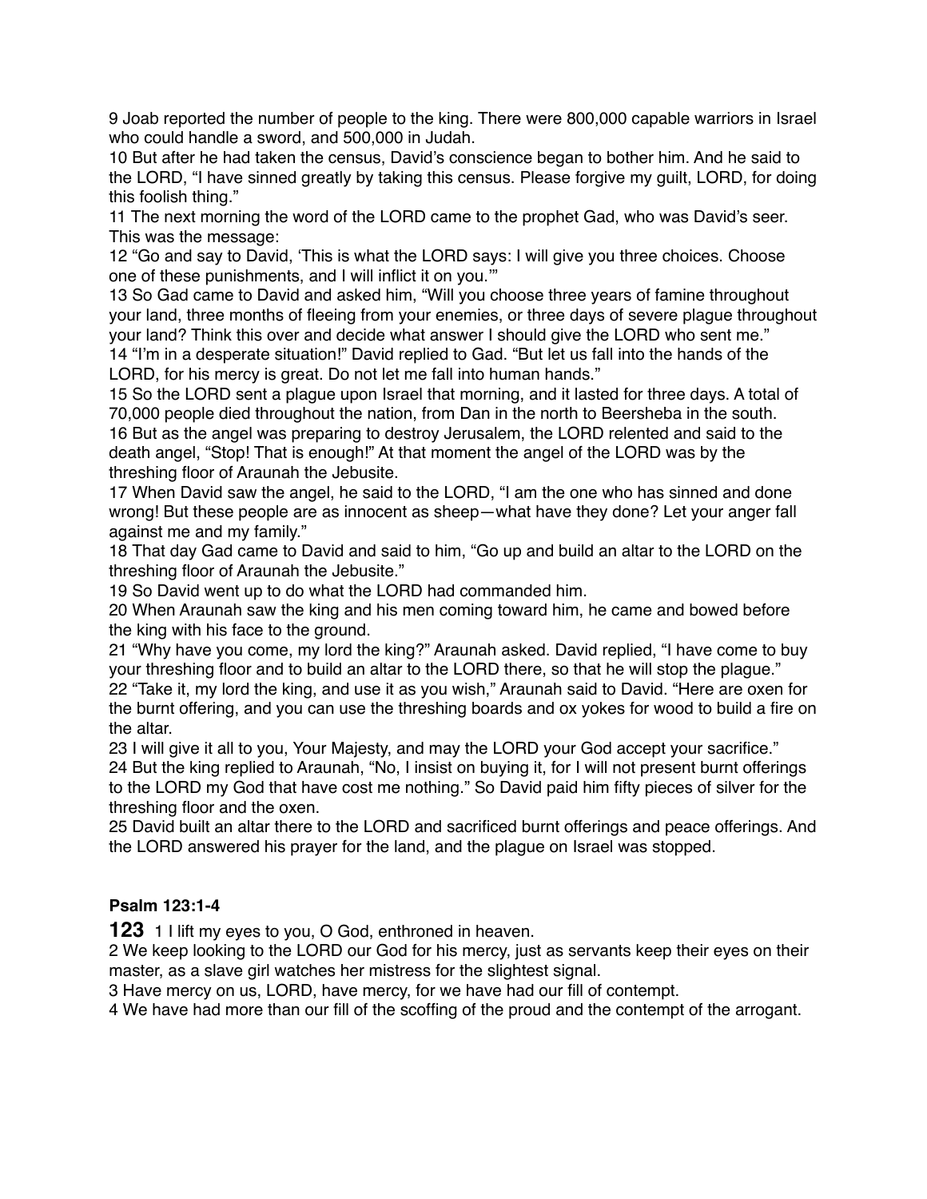9 Joab reported the number of people to the king. There were 800,000 capable warriors in Israel who could handle a sword, and 500,000 in Judah.
10 But after he had taken the census, David's conscience began to bother him. And he said to the LORD, "I have sinned greatly by taking this census. Please forgive my guilt, LORD, for doing this foolish thing."
11 The next morning the word of the LORD came to the prophet Gad, who was David's seer. This was the message:
12 "Go and say to David, 'This is what the LORD says: I will give you three choices. Choose one of these punishments, and I will inflict it on you.'"
13 So Gad came to David and asked him, "Will you choose three years of famine throughout your land, three months of fleeing from your enemies, or three days of severe plague throughout your land? Think this over and decide what answer I should give the LORD who sent me."
14 "I'm in a desperate situation!" David replied to Gad. "But let us fall into the hands of the LORD, for his mercy is great. Do not let me fall into human hands."
15 So the LORD sent a plague upon Israel that morning, and it lasted for three days. A total of 70,000 people died throughout the nation, from Dan in the north to Beersheba in the south.
16 But as the angel was preparing to destroy Jerusalem, the LORD relented and said to the death angel, "Stop! That is enough!" At that moment the angel of the LORD was by the threshing floor of Araunah the Jebusite.
17 When David saw the angel, he said to the LORD, "I am the one who has sinned and done wrong! But these people are as innocent as sheep—what have they done? Let your anger fall against me and my family."
18 That day Gad came to David and said to him, "Go up and build an altar to the LORD on the threshing floor of Araunah the Jebusite."
19 So David went up to do what the LORD had commanded him.
20 When Araunah saw the king and his men coming toward him, he came and bowed before the king with his face to the ground.
21 "Why have you come, my lord the king?" Araunah asked. David replied, "I have come to buy your threshing floor and to build an altar to the LORD there, so that he will stop the plague."
22 "Take it, my lord the king, and use it as you wish," Araunah said to David. "Here are oxen for the burnt offering, and you can use the threshing boards and ox yokes for wood to build a fire on the altar.
23 I will give it all to you, Your Majesty, and may the LORD your God accept your sacrifice."
24 But the king replied to Araunah, "No, I insist on buying it, for I will not present burnt offerings to the LORD my God that have cost me nothing." So David paid him fifty pieces of silver for the threshing floor and the oxen.
25 David built an altar there to the LORD and sacrificed burnt offerings and peace offerings. And the LORD answered his prayer for the land, and the plague on Israel was stopped.

**Psalm 123:1-4**

**123** 1 I lift my eyes to you, O God, enthroned in heaven.
2 We keep looking to the LORD our God for his mercy, just as servants keep their eyes on their master, as a slave girl watches her mistress for the slightest signal.
3 Have mercy on us, LORD, have mercy, for we have had our fill of contempt.
4 We have had more than our fill of the scoffing of the proud and the contempt of the arrogant.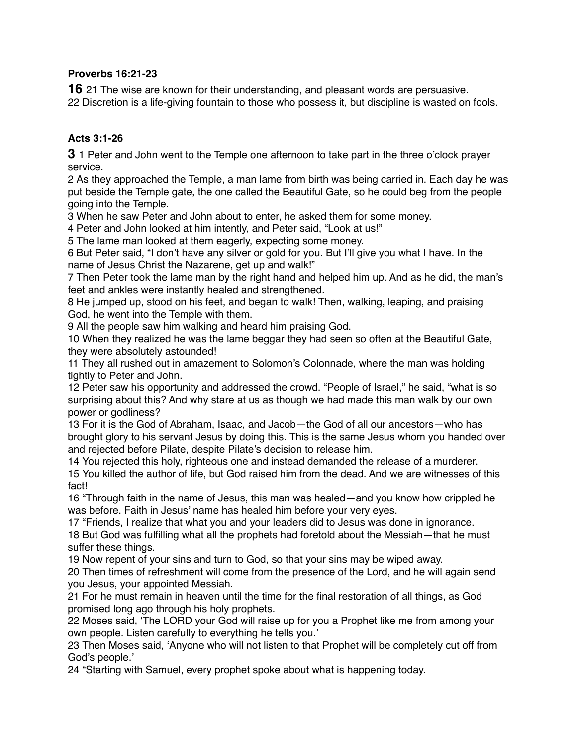**Proverbs 16:21-23**

**16** 21 The wise are known for their understanding, and pleasant words are persuasive.
22 Discretion is a life-giving fountain to those who possess it, but discipline is wasted on fools.

**Acts 3:1-26**

**3** 1 Peter and John went to the Temple one afternoon to take part in the three o'clock prayer service.
2 As they approached the Temple, a man lame from birth was being carried in. Each day he was put beside the Temple gate, the one called the Beautiful Gate, so he could beg from the people going into the Temple.
3 When he saw Peter and John about to enter, he asked them for some money.
4 Peter and John looked at him intently, and Peter said, "Look at us!"
5 The lame man looked at them eagerly, expecting some money.
6 But Peter said, "I don't have any silver or gold for you. But I'll give you what I have. In the name of Jesus Christ the Nazarene, get up and walk!"
7 Then Peter took the lame man by the right hand and helped him up. And as he did, the man's feet and ankles were instantly healed and strengthened.
8 He jumped up, stood on his feet, and began to walk! Then, walking, leaping, and praising God, he went into the Temple with them.
9 All the people saw him walking and heard him praising God.
10 When they realized he was the lame beggar they had seen so often at the Beautiful Gate, they were absolutely astounded!
11 They all rushed out in amazement to Solomon's Colonnade, where the man was holding tightly to Peter and John.
12 Peter saw his opportunity and addressed the crowd. "People of Israel," he said, "what is so surprising about this? And why stare at us as though we had made this man walk by our own power or godliness?
13 For it is the God of Abraham, Isaac, and Jacob—the God of all our ancestors—who has brought glory to his servant Jesus by doing this. This is the same Jesus whom you handed over and rejected before Pilate, despite Pilate's decision to release him.
14 You rejected this holy, righteous one and instead demanded the release of a murderer.
15 You killed the author of life, but God raised him from the dead. And we are witnesses of this fact!
16 "Through faith in the name of Jesus, this man was healed—and you know how crippled he was before. Faith in Jesus' name has healed him before your very eyes.
17 "Friends, I realize that what you and your leaders did to Jesus was done in ignorance.
18 But God was fulfilling what all the prophets had foretold about the Messiah—that he must suffer these things.
19 Now repent of your sins and turn to God, so that your sins may be wiped away.
20 Then times of refreshment will come from the presence of the Lord, and he will again send you Jesus, your appointed Messiah.
21 For he must remain in heaven until the time for the final restoration of all things, as God promised long ago through his holy prophets.
22 Moses said, 'The LORD your God will raise up for you a Prophet like me from among your own people. Listen carefully to everything he tells you.'
23 Then Moses said, 'Anyone who will not listen to that Prophet will be completely cut off from God's people.'
24 "Starting with Samuel, every prophet spoke about what is happening today.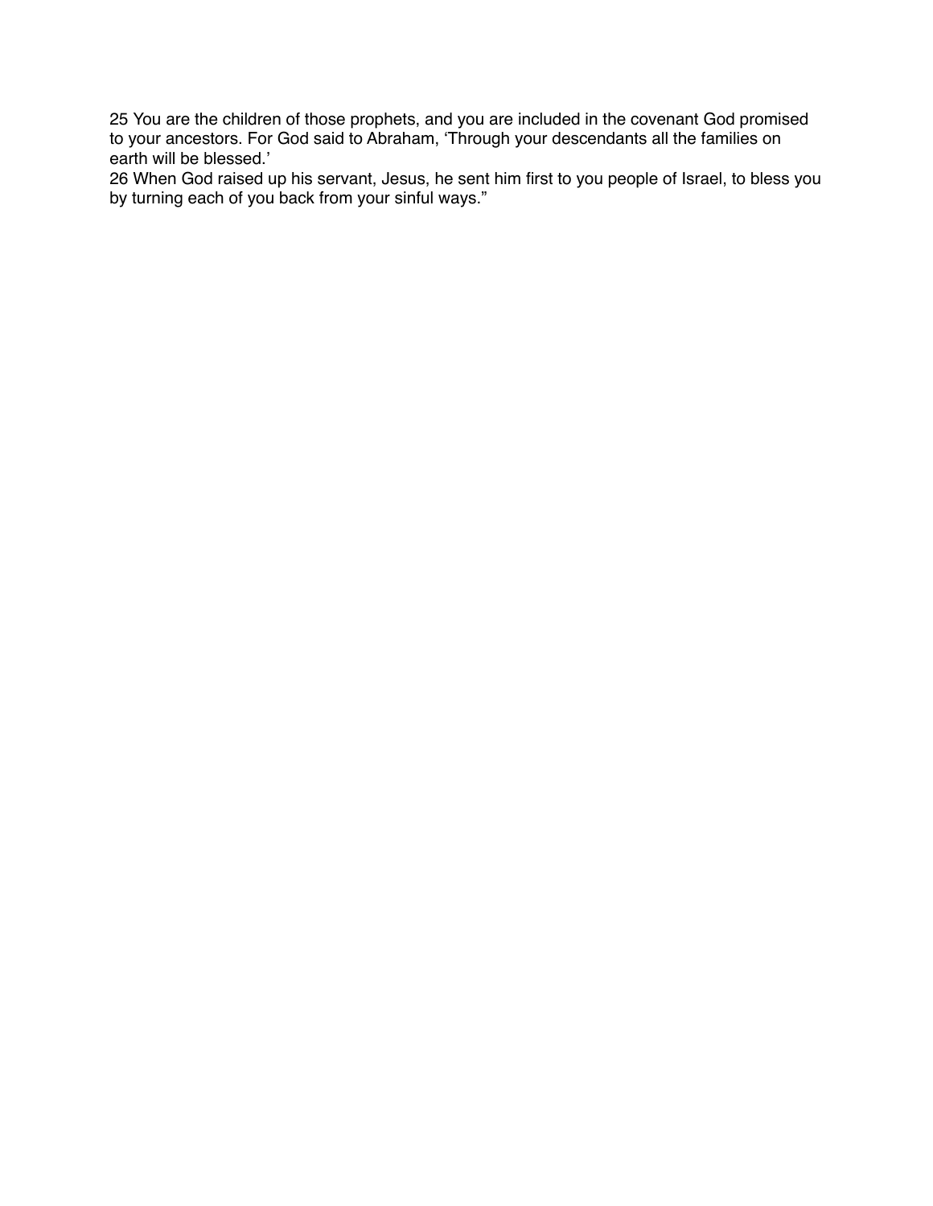25 You are the children of those prophets, and you are included in the covenant God promised to your ancestors. For God said to Abraham, 'Through your descendants all the families on earth will be blessed.'

26 When God raised up his servant, Jesus, he sent him first to you people of Israel, to bless you by turning each of you back from your sinful ways."